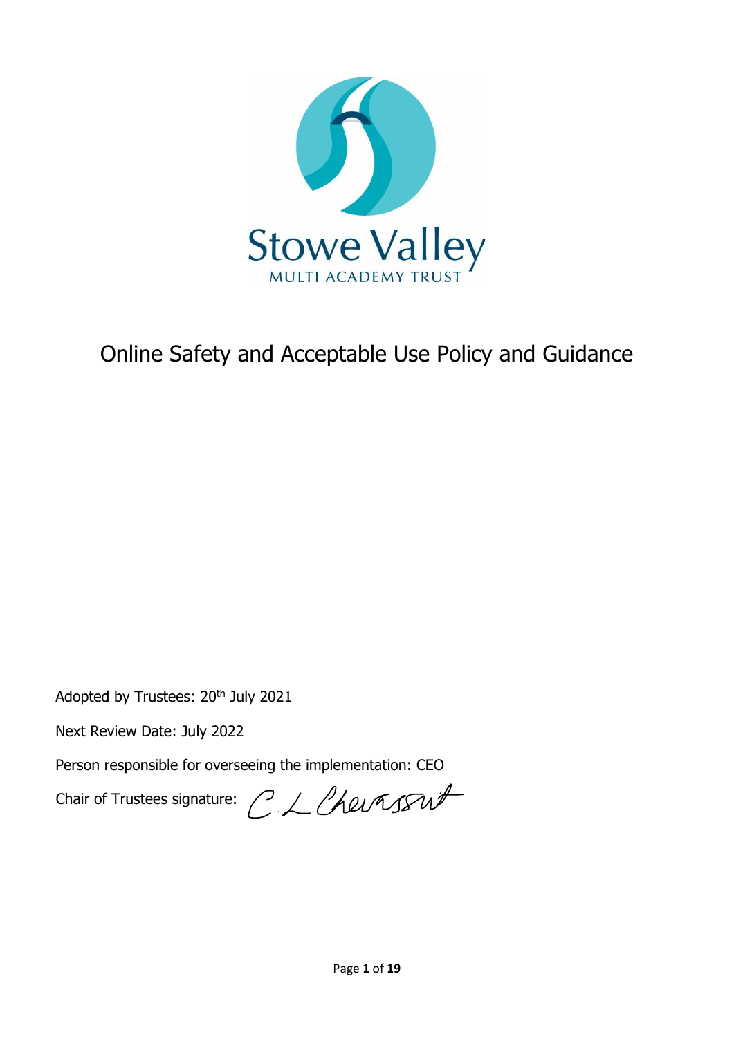Stowe Valley

MULTI ACADEMY TRUST

# Online Safety and Acceptable Use Policy and Guidance

Adopted by Trustees: 20th July 2021

Next Review Date: July 2022

Person responsible for overseeing the implementation: CEO

Chair of Trustees signature: C L Chevassut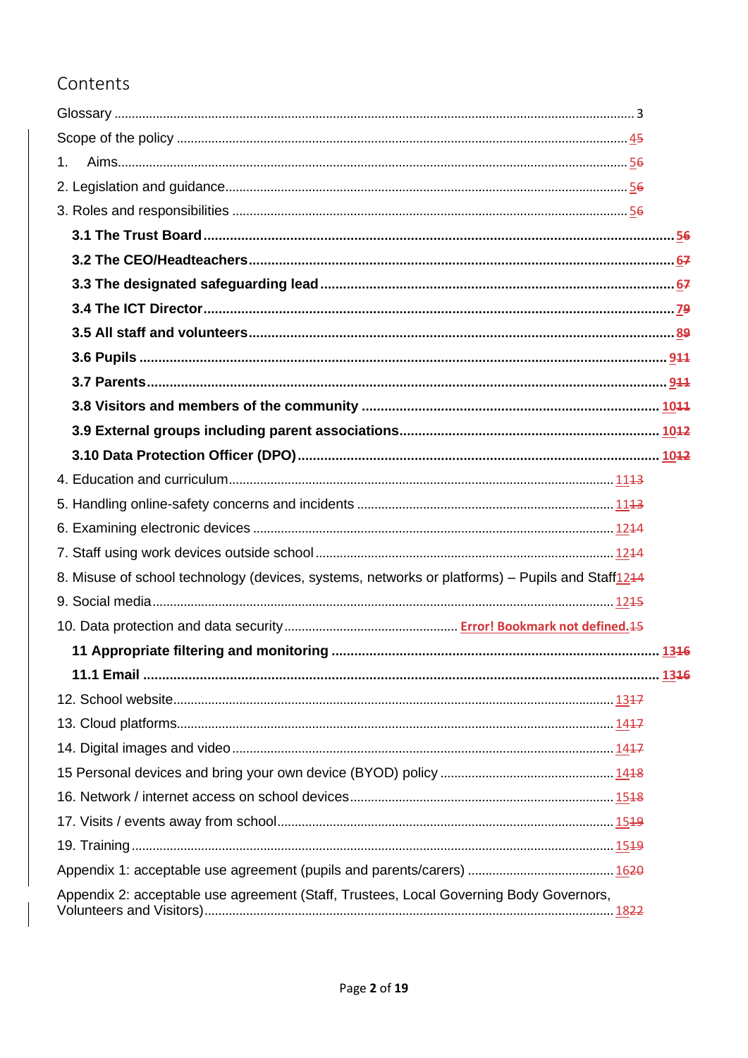# Contents

Glossary ..... 3

Scope of the policy ..... 45

1. Aims ..... 56

2. Legislation and guidance ..... 56

3. Roles and responsibilities ..... 56

**3.1 The Trust Board ..... 56**

**3.2 The CEO/Headteachers ..... 67**

**3.3 The designated safeguarding lead ..... 67**

**3.4 The ICT Director ..... 79**

**3.5 All staff and volunteers ..... 89**

**3.6 Pupils ..... 911**

**3.7 Parents ..... 911**

**3.8 Visitors and members of the community ..... 1011**

**3.9 External groups including parent associations ..... 1012**

**3.10 Data Protection Officer (DPO) ..... 1012**

4. Education and curriculum ..... 1113

5. Handling online-safety concerns and incidents ..... 1113

6. Examining electronic devices ..... 1214

7. Staff using work devices outside school ..... 1214

8. Misuse of school technology (devices, systems, networks or platforms) – Pupils and Staff ..... 1214

9. Social media ..... 1215

10. Data protection and data security ..... Error! Bookmark not defined.15

**11 Appropriate filtering and monitoring ..... 1316**

**11.1 Email ..... 1316**

12. School website ..... 1317

13. Cloud platforms ..... 1417

14. Digital images and video ..... 1417

15 Personal devices and bring your own device (BYOD) policy ..... 1418

16. Network / internet access on school devices ..... 1518

17. Visits / events away from school ..... 1519

19. Training ..... 1519

Appendix 1: acceptable use agreement (pupils and parents/carers) ..... 1620

Appendix 2: acceptable use agreement (Staff, Trustees, Local Governing Body Governors, Volunteers and Visitors) ..... 1822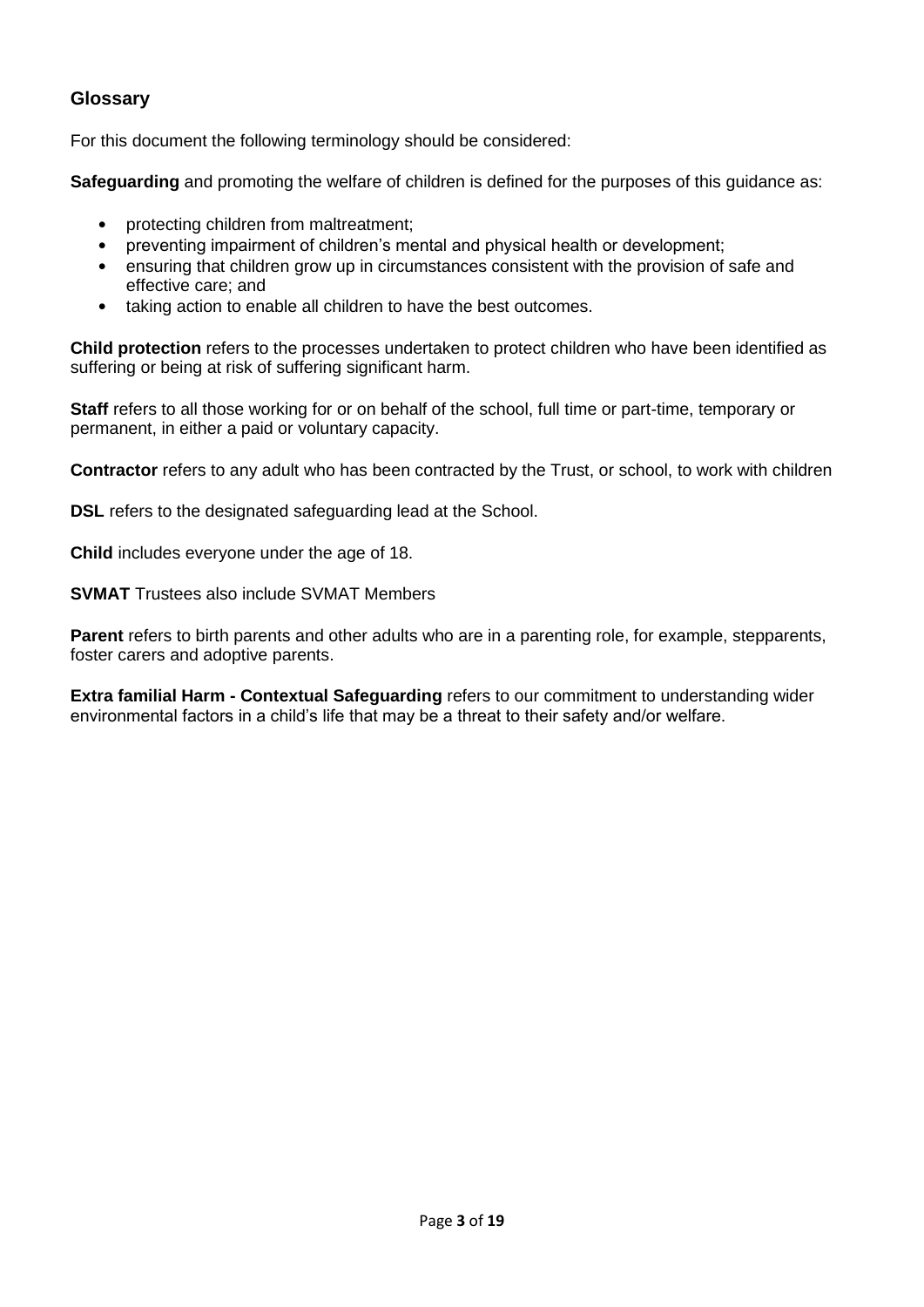## Glossary

For this document the following terminology should be considered:

**Safeguarding** and promoting the welfare of children is defined for the purposes of this guidance as:

- protecting children from maltreatment;
- preventing impairment of children's mental and physical health or development;
- ensuring that children grow up in circumstances consistent with the provision of safe and effective care; and
- taking action to enable all children to have the best outcomes.

**Child protection** refers to the processes undertaken to protect children who have been identified as suffering or being at risk of suffering significant harm.

**Staff** refers to all those working for or on behalf of the school, full time or part-time, temporary or permanent, in either a paid or voluntary capacity.

**Contractor** refers to any adult who has been contracted by the Trust, or school, to work with children

**DSL** refers to the designated safeguarding lead at the School.

**Child** includes everyone under the age of 18.

**SVMAT** Trustees also include SVMAT Members

**Parent** refers to birth parents and other adults who are in a parenting role, for example, stepparents, foster carers and adoptive parents.

**Extra familial Harm - Contextual Safeguarding** refers to our commitment to understanding wider environmental factors in a child's life that may be a threat to their safety and/or welfare.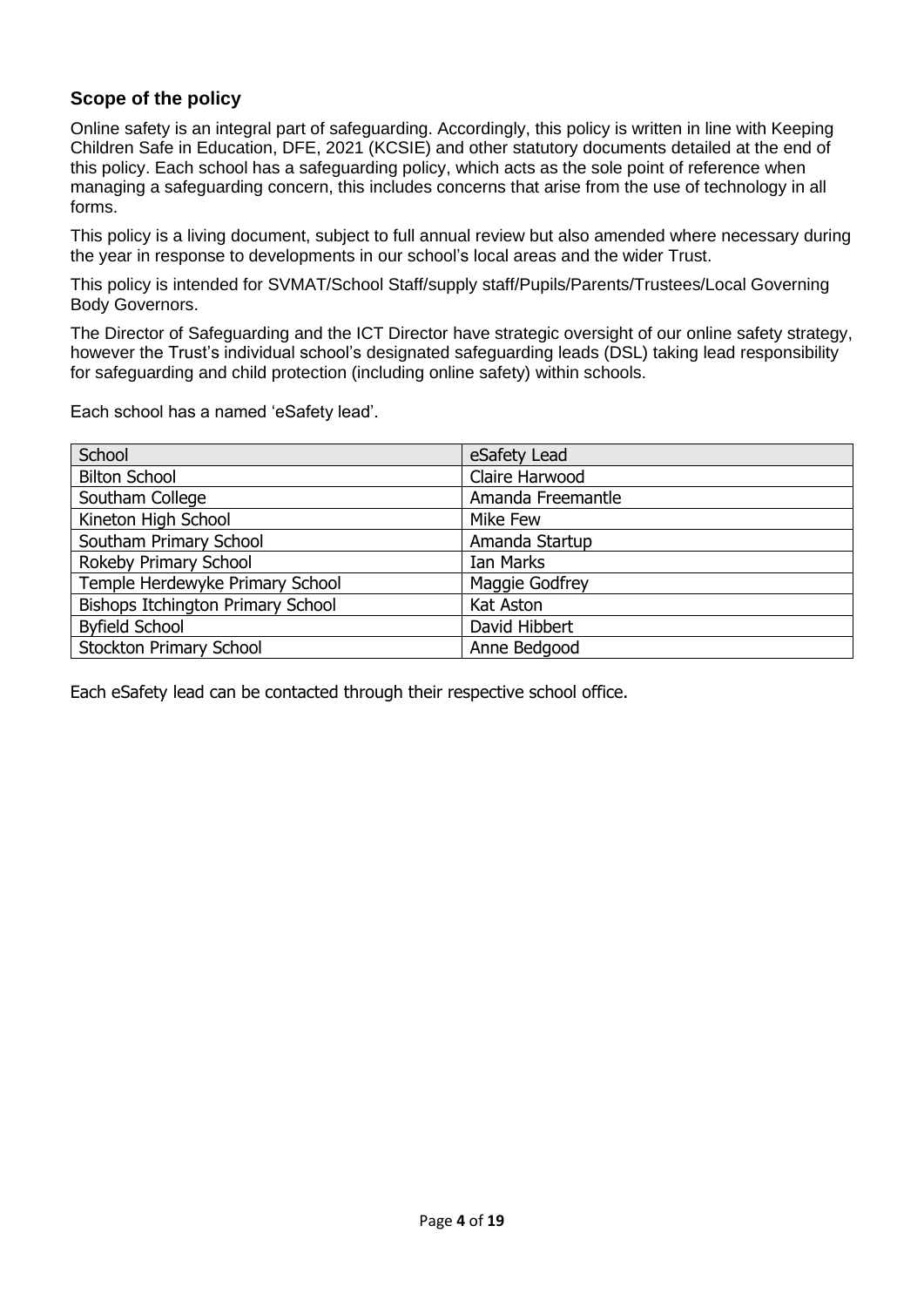## Scope of the policy

Online safety is an integral part of safeguarding. Accordingly, this policy is written in line with Keeping Children Safe in Education, DFE, 2021 (KCSIE) and other statutory documents detailed at the end of this policy. Each school has a safeguarding policy, which acts as the sole point of reference when managing a safeguarding concern, this includes concerns that arise from the use of technology in all forms.

This policy is a living document, subject to full annual review but also amended where necessary during the year in response to developments in our school's local areas and the wider Trust.

This policy is intended for SVMAT/School Staff/supply staff/Pupils/Parents/Trustees/Local Governing Body Governors.

The Director of Safeguarding and the ICT Director have strategic oversight of our online safety strategy, however the Trust's individual school's designated safeguarding leads (DSL) taking lead responsibility for safeguarding and child protection (including online safety) within schools.

Each school has a named 'eSafety lead'.

| School | eSafety Lead |
|---|---|
| Bilton School | Claire Harwood |
| Southam College | Amanda Freemantle |
| Kineton High School | Mike Few |
| Southam Primary School | Amanda Startup |
| Rokeby Primary School | Ian Marks |
| Temple Herdewyke Primary School | Maggie Godfrey |
| Bishops Itchington Primary School | Kat Aston |
| Byfield School | David Hibbert |
| Stockton Primary School | Anne Bedgood |

Each eSafety lead can be contacted through their respective school office.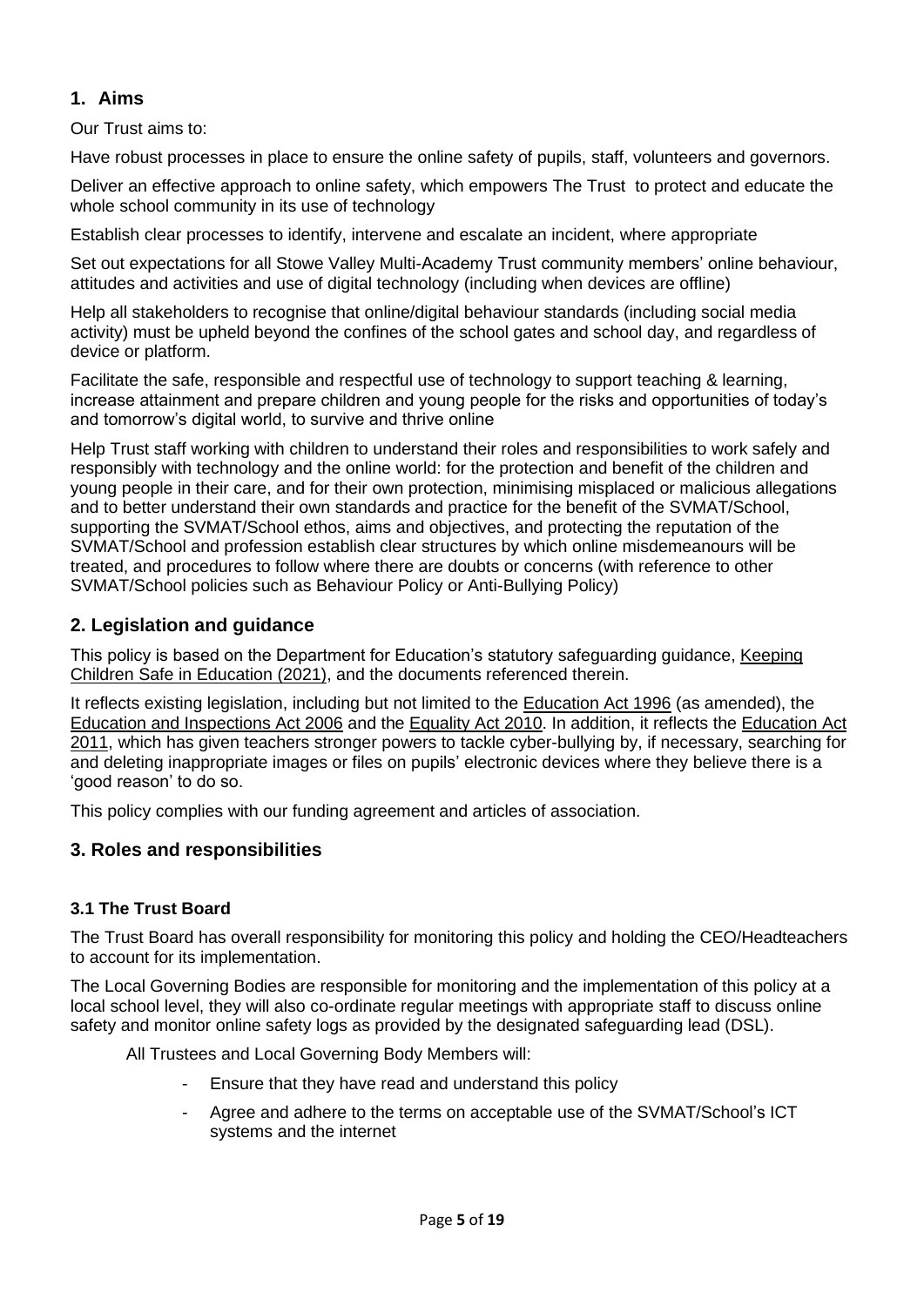## 1. Aims

Our Trust aims to:

Have robust processes in place to ensure the online safety of pupils, staff, volunteers and governors.

Deliver an effective approach to online safety, which empowers The Trust to protect and educate the whole school community in its use of technology

Establish clear processes to identify, intervene and escalate an incident, where appropriate

Set out expectations for all Stowe Valley Multi-Academy Trust community members' online behaviour, attitudes and activities and use of digital technology (including when devices are offline)

Help all stakeholders to recognise that online/digital behaviour standards (including social media activity) must be upheld beyond the confines of the school gates and school day, and regardless of device or platform.

Facilitate the safe, responsible and respectful use of technology to support teaching & learning, increase attainment and prepare children and young people for the risks and opportunities of today's and tomorrow's digital world, to survive and thrive online

Help Trust staff working with children to understand their roles and responsibilities to work safely and responsibly with technology and the online world: for the protection and benefit of the children and young people in their care, and for their own protection, minimising misplaced or malicious allegations and to better understand their own standards and practice for the benefit of the SVMAT/School, supporting the SVMAT/School ethos, aims and objectives, and protecting the reputation of the SVMAT/School and profession establish clear structures by which online misdemeanours will be treated, and procedures to follow where there are doubts or concerns (with reference to other SVMAT/School policies such as Behaviour Policy or Anti-Bullying Policy)

## 2. Legislation and guidance

This policy is based on the Department for Education's statutory safeguarding guidance, Keeping Children Safe in Education (2021), and the documents referenced therein.

It reflects existing legislation, including but not limited to the Education Act 1996 (as amended), the Education and Inspections Act 2006 and the Equality Act 2010. In addition, it reflects the Education Act 2011, which has given teachers stronger powers to tackle cyber-bullying by, if necessary, searching for and deleting inappropriate images or files on pupils' electronic devices where they believe there is a 'good reason' to do so.

This policy complies with our funding agreement and articles of association.

## 3. Roles and responsibilities

### 3.1 The Trust Board

The Trust Board has overall responsibility for monitoring this policy and holding the CEO/Headteachers to account for its implementation.

The Local Governing Bodies are responsible for monitoring and the implementation of this policy at a local school level, they will also co-ordinate regular meetings with appropriate staff to discuss online safety and monitor online safety logs as provided by the designated safeguarding lead (DSL).

All Trustees and Local Governing Body Members will:

- Ensure that they have read and understand this policy
- Agree and adhere to the terms on acceptable use of the SVMAT/School's ICT systems and the internet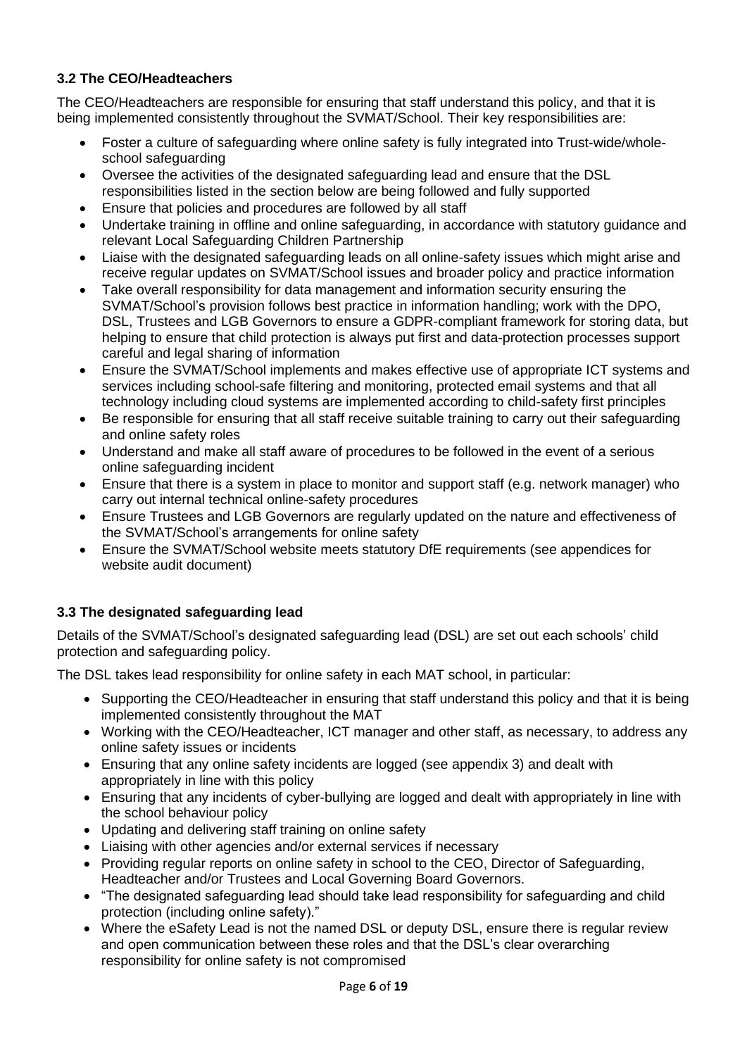### 3.2 The CEO/Headteachers

The CEO/Headteachers are responsible for ensuring that staff understand this policy, and that it is being implemented consistently throughout the SVMAT/School. Their key responsibilities are:

- Foster a culture of safeguarding where online safety is fully integrated into Trust-wide/whole-school safeguarding
- Oversee the activities of the designated safeguarding lead and ensure that the DSL responsibilities listed in the section below are being followed and fully supported
- Ensure that policies and procedures are followed by all staff
- Undertake training in offline and online safeguarding, in accordance with statutory guidance and relevant Local Safeguarding Children Partnership
- Liaise with the designated safeguarding leads on all online-safety issues which might arise and receive regular updates on SVMAT/School issues and broader policy and practice information
- Take overall responsibility for data management and information security ensuring the SVMAT/School's provision follows best practice in information handling; work with the DPO, DSL, Trustees and LGB Governors to ensure a GDPR-compliant framework for storing data, but helping to ensure that child protection is always put first and data-protection processes support careful and legal sharing of information
- Ensure the SVMAT/School implements and makes effective use of appropriate ICT systems and services including school-safe filtering and monitoring, protected email systems and that all technology including cloud systems are implemented according to child-safety first principles
- Be responsible for ensuring that all staff receive suitable training to carry out their safeguarding and online safety roles
- Understand and make all staff aware of procedures to be followed in the event of a serious online safeguarding incident
- Ensure that there is a system in place to monitor and support staff (e.g. network manager) who carry out internal technical online-safety procedures
- Ensure Trustees and LGB Governors are regularly updated on the nature and effectiveness of the SVMAT/School's arrangements for online safety
- Ensure the SVMAT/School website meets statutory DfE requirements (see appendices for website audit document)

### 3.3 The designated safeguarding lead

Details of the SVMAT/School's designated safeguarding lead (DSL) are set out each schools' child protection and safeguarding policy.

The DSL takes lead responsibility for online safety in each MAT school, in particular:

- Supporting the CEO/Headteacher in ensuring that staff understand this policy and that it is being implemented consistently throughout the MAT
- Working with the CEO/Headteacher, ICT manager and other staff, as necessary, to address any online safety issues or incidents
- Ensuring that any online safety incidents are logged (see appendix 3) and dealt with appropriately in line with this policy
- Ensuring that any incidents of cyber-bullying are logged and dealt with appropriately in line with the school behaviour policy
- Updating and delivering staff training on online safety
- Liaising with other agencies and/or external services if necessary
- Providing regular reports on online safety in school to the CEO, Director of Safeguarding, Headteacher and/or Trustees and Local Governing Board Governors.
- "The designated safeguarding lead should take lead responsibility for safeguarding and child protection (including online safety)."
- Where the eSafety Lead is not the named DSL or deputy DSL, ensure there is regular review and open communication between these roles and that the DSL's clear overarching responsibility for online safety is not compromised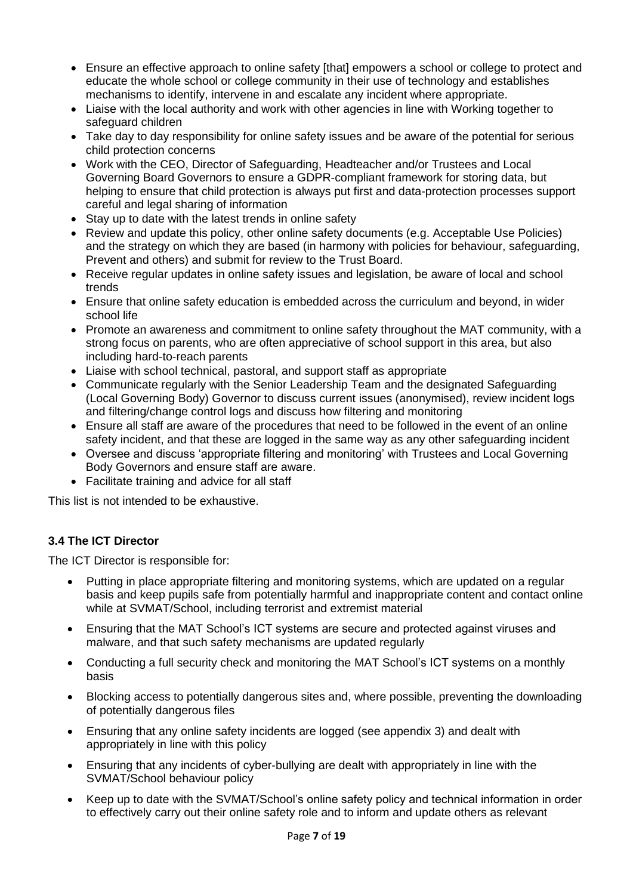- Ensure an effective approach to online safety [that] empowers a school or college to protect and educate the whole school or college community in their use of technology and establishes mechanisms to identify, intervene in and escalate any incident where appropriate.
- Liaise with the local authority and work with other agencies in line with Working together to safeguard children
- Take day to day responsibility for online safety issues and be aware of the potential for serious child protection concerns
- Work with the CEO, Director of Safeguarding, Headteacher and/or Trustees and Local Governing Board Governors to ensure a GDPR-compliant framework for storing data, but helping to ensure that child protection is always put first and data-protection processes support careful and legal sharing of information
- Stay up to date with the latest trends in online safety
- Review and update this policy, other online safety documents (e.g. Acceptable Use Policies) and the strategy on which they are based (in harmony with policies for behaviour, safeguarding, Prevent and others) and submit for review to the Trust Board.
- Receive regular updates in online safety issues and legislation, be aware of local and school trends
- Ensure that online safety education is embedded across the curriculum and beyond, in wider school life
- Promote an awareness and commitment to online safety throughout the MAT community, with a strong focus on parents, who are often appreciative of school support in this area, but also including hard-to-reach parents
- Liaise with school technical, pastoral, and support staff as appropriate
- Communicate regularly with the Senior Leadership Team and the designated Safeguarding (Local Governing Body) Governor to discuss current issues (anonymised), review incident logs and filtering/change control logs and discuss how filtering and monitoring
- Ensure all staff are aware of the procedures that need to be followed in the event of an online safety incident, and that these are logged in the same way as any other safeguarding incident
- Oversee and discuss 'appropriate filtering and monitoring' with Trustees and Local Governing Body Governors and ensure staff are aware.
- Facilitate training and advice for all staff

This list is not intended to be exhaustive.

### 3.4 The ICT Director

The ICT Director is responsible for:

- Putting in place appropriate filtering and monitoring systems, which are updated on a regular basis and keep pupils safe from potentially harmful and inappropriate content and contact online while at SVMAT/School, including terrorist and extremist material
- Ensuring that the MAT School's ICT systems are secure and protected against viruses and malware, and that such safety mechanisms are updated regularly
- Conducting a full security check and monitoring the MAT School's ICT systems on a monthly basis
- Blocking access to potentially dangerous sites and, where possible, preventing the downloading of potentially dangerous files
- Ensuring that any online safety incidents are logged (see appendix 3) and dealt with appropriately in line with this policy
- Ensuring that any incidents of cyber-bullying are dealt with appropriately in line with the SVMAT/School behaviour policy
- Keep up to date with the SVMAT/School's online safety policy and technical information in order to effectively carry out their online safety role and to inform and update others as relevant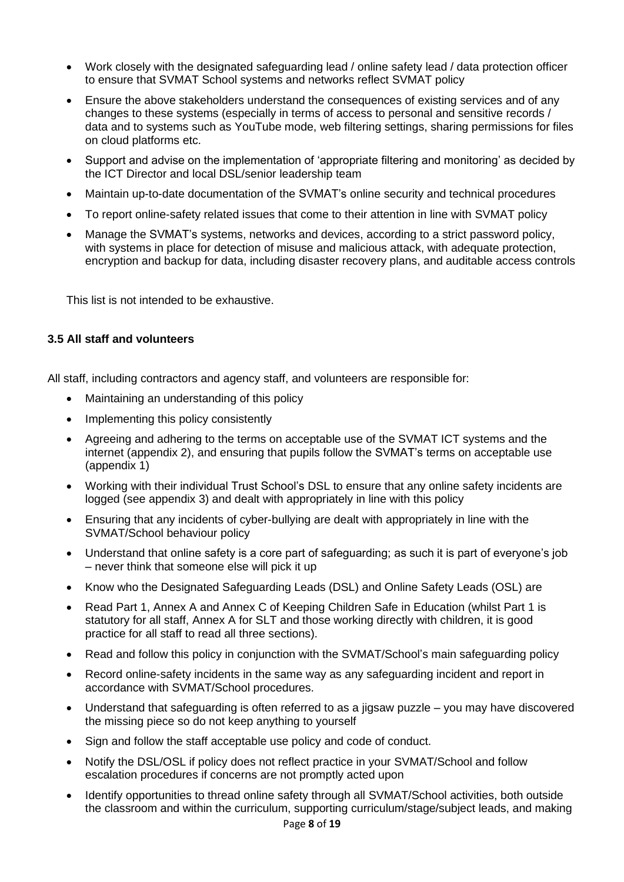- Work closely with the designated safeguarding lead / online safety lead / data protection officer to ensure that SVMAT School systems and networks reflect SVMAT policy
- Ensure the above stakeholders understand the consequences of existing services and of any changes to these systems (especially in terms of access to personal and sensitive records / data and to systems such as YouTube mode, web filtering settings, sharing permissions for files on cloud platforms etc.
- Support and advise on the implementation of 'appropriate filtering and monitoring' as decided by the ICT Director and local DSL/senior leadership team
- Maintain up-to-date documentation of the SVMAT's online security and technical procedures
- To report online-safety related issues that come to their attention in line with SVMAT policy
- Manage the SVMAT's systems, networks and devices, according to a strict password policy, with systems in place for detection of misuse and malicious attack, with adequate protection, encryption and backup for data, including disaster recovery plans, and auditable access controls

This list is not intended to be exhaustive.

### 3.5 All staff and volunteers

All staff, including contractors and agency staff, and volunteers are responsible for:

- Maintaining an understanding of this policy
- Implementing this policy consistently
- Agreeing and adhering to the terms on acceptable use of the SVMAT ICT systems and the internet (appendix 2), and ensuring that pupils follow the SVMAT's terms on acceptable use (appendix 1)
- Working with their individual Trust School's DSL to ensure that any online safety incidents are logged (see appendix 3) and dealt with appropriately in line with this policy
- Ensuring that any incidents of cyber-bullying are dealt with appropriately in line with the SVMAT/School behaviour policy
- Understand that online safety is a core part of safeguarding; as such it is part of everyone's job – never think that someone else will pick it up
- Know who the Designated Safeguarding Leads (DSL) and Online Safety Leads (OSL) are
- Read Part 1, Annex A and Annex C of Keeping Children Safe in Education (whilst Part 1 is statutory for all staff, Annex A for SLT and those working directly with children, it is good practice for all staff to read all three sections).
- Read and follow this policy in conjunction with the SVMAT/School's main safeguarding policy
- Record online-safety incidents in the same way as any safeguarding incident and report in accordance with SVMAT/School procedures.
- Understand that safeguarding is often referred to as a jigsaw puzzle – you may have discovered the missing piece so do not keep anything to yourself
- Sign and follow the staff acceptable use policy and code of conduct.
- Notify the DSL/OSL if policy does not reflect practice in your SVMAT/School and follow escalation procedures if concerns are not promptly acted upon
- Identify opportunities to thread online safety through all SVMAT/School activities, both outside the classroom and within the curriculum, supporting curriculum/stage/subject leads, and making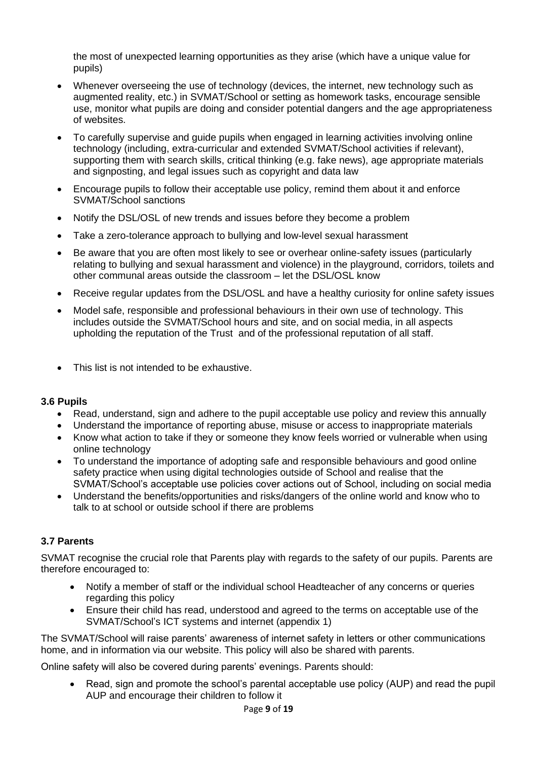the most of unexpected learning opportunities as they arise (which have a unique value for pupils)

- Whenever overseeing the use of technology (devices, the internet, new technology such as augmented reality, etc.) in SVMAT/School or setting as homework tasks, encourage sensible use, monitor what pupils are doing and consider potential dangers and the age appropriateness of websites.
- To carefully supervise and guide pupils when engaged in learning activities involving online technology (including, extra-curricular and extended SVMAT/School activities if relevant), supporting them with search skills, critical thinking (e.g. fake news), age appropriate materials and signposting, and legal issues such as copyright and data law
- Encourage pupils to follow their acceptable use policy, remind them about it and enforce SVMAT/School sanctions
- Notify the DSL/OSL of new trends and issues before they become a problem
- Take a zero-tolerance approach to bullying and low-level sexual harassment
- Be aware that you are often most likely to see or overhear online-safety issues (particularly relating to bullying and sexual harassment and violence) in the playground, corridors, toilets and other communal areas outside the classroom – let the DSL/OSL know
- Receive regular updates from the DSL/OSL and have a healthy curiosity for online safety issues
- Model safe, responsible and professional behaviours in their own use of technology. This includes outside the SVMAT/School hours and site, and on social media, in all aspects upholding the reputation of the Trust and of the professional reputation of all staff.
- This list is not intended to be exhaustive.

### 3.6 Pupils

- Read, understand, sign and adhere to the pupil acceptable use policy and review this annually
- Understand the importance of reporting abuse, misuse or access to inappropriate materials
- Know what action to take if they or someone they know feels worried or vulnerable when using online technology
- To understand the importance of adopting safe and responsible behaviours and good online safety practice when using digital technologies outside of School and realise that the SVMAT/School's acceptable use policies cover actions out of School, including on social media
- Understand the benefits/opportunities and risks/dangers of the online world and know who to talk to at school or outside school if there are problems

### 3.7 Parents

SVMAT recognise the crucial role that Parents play with regards to the safety of our pupils. Parents are therefore encouraged to:

- Notify a member of staff or the individual school Headteacher of any concerns or queries regarding this policy
- Ensure their child has read, understood and agreed to the terms on acceptable use of the SVMAT/School's ICT systems and internet (appendix 1)

The SVMAT/School will raise parents' awareness of internet safety in letters or other communications home, and in information via our website. This policy will also be shared with parents.

Online safety will also be covered during parents' evenings. Parents should:

- Read, sign and promote the school's parental acceptable use policy (AUP) and read the pupil AUP and encourage their children to follow it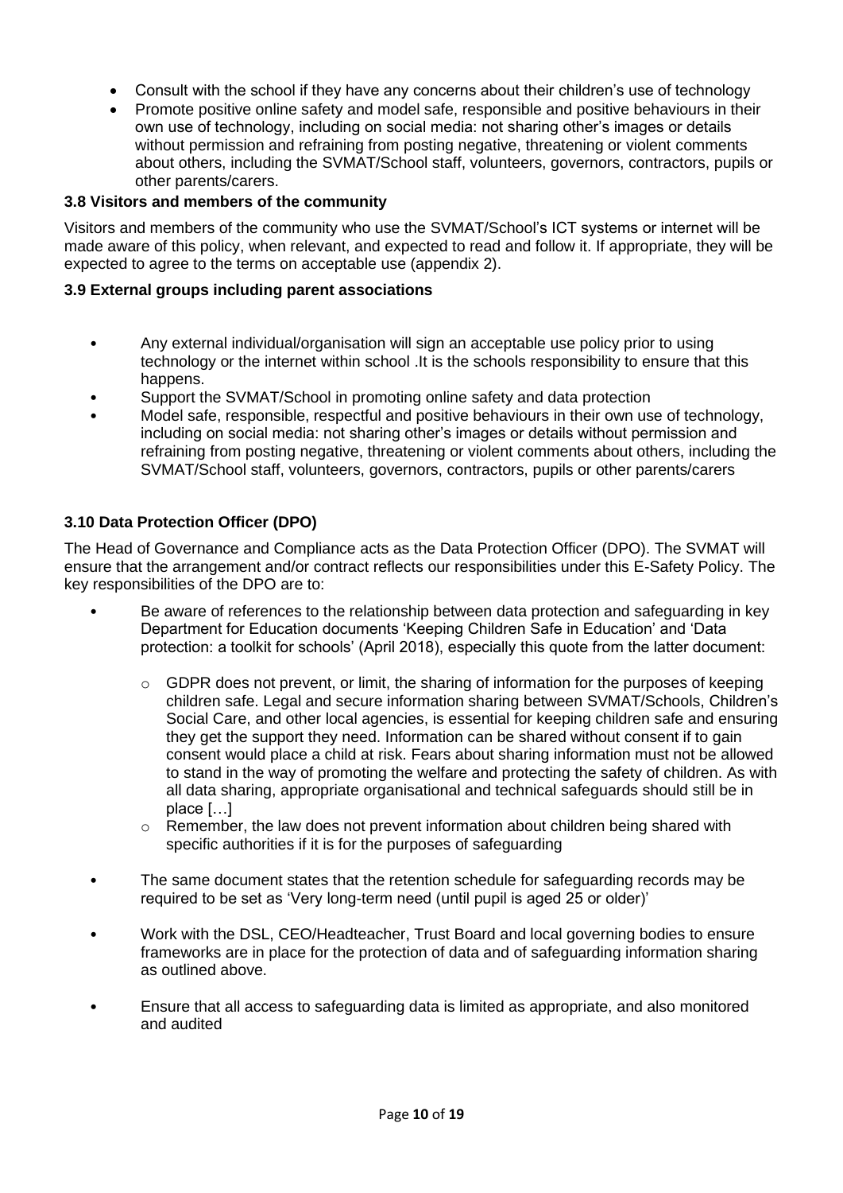- Consult with the school if they have any concerns about their children's use of technology
- Promote positive online safety and model safe, responsible and positive behaviours in their own use of technology, including on social media: not sharing other's images or details without permission and refraining from posting negative, threatening or violent comments about others, including the SVMAT/School staff, volunteers, governors, contractors, pupils or other parents/carers.

### 3.8 Visitors and members of the community

Visitors and members of the community who use the SVMAT/School's ICT systems or internet will be made aware of this policy, when relevant, and expected to read and follow it. If appropriate, they will be expected to agree to the terms on acceptable use (appendix 2).

### 3.9 External groups including parent associations

- Any external individual/organisation will sign an acceptable use policy prior to using technology or the internet within school .It is the schools responsibility to ensure that this happens.
- Support the SVMAT/School in promoting online safety and data protection
- Model safe, responsible, respectful and positive behaviours in their own use of technology, including on social media: not sharing other's images or details without permission and refraining from posting negative, threatening or violent comments about others, including the SVMAT/School staff, volunteers, governors, contractors, pupils or other parents/carers

### 3.10 Data Protection Officer (DPO)

The Head of Governance and Compliance acts as the Data Protection Officer (DPO). The SVMAT will ensure that the arrangement and/or contract reflects our responsibilities under this E-Safety Policy. The key responsibilities of the DPO are to:

- Be aware of references to the relationship between data protection and safeguarding in key Department for Education documents 'Keeping Children Safe in Education' and 'Data protection: a toolkit for schools' (April 2018), especially this quote from the latter document:
    - GDPR does not prevent, or limit, the sharing of information for the purposes of keeping children safe. Legal and secure information sharing between SVMAT/Schools, Children's Social Care, and other local agencies, is essential for keeping children safe and ensuring they get the support they need. Information can be shared without consent if to gain consent would place a child at risk. Fears about sharing information must not be allowed to stand in the way of promoting the welfare and protecting the safety of children. As with all data sharing, appropriate organisational and technical safeguards should still be in place […]
    - Remember, the law does not prevent information about children being shared with specific authorities if it is for the purposes of safeguarding
- The same document states that the retention schedule for safeguarding records may be required to be set as 'Very long-term need (until pupil is aged 25 or older)'
- Work with the DSL, CEO/Headteacher, Trust Board and local governing bodies to ensure frameworks are in place for the protection of data and of safeguarding information sharing as outlined above.
- Ensure that all access to safeguarding data is limited as appropriate, and also monitored and audited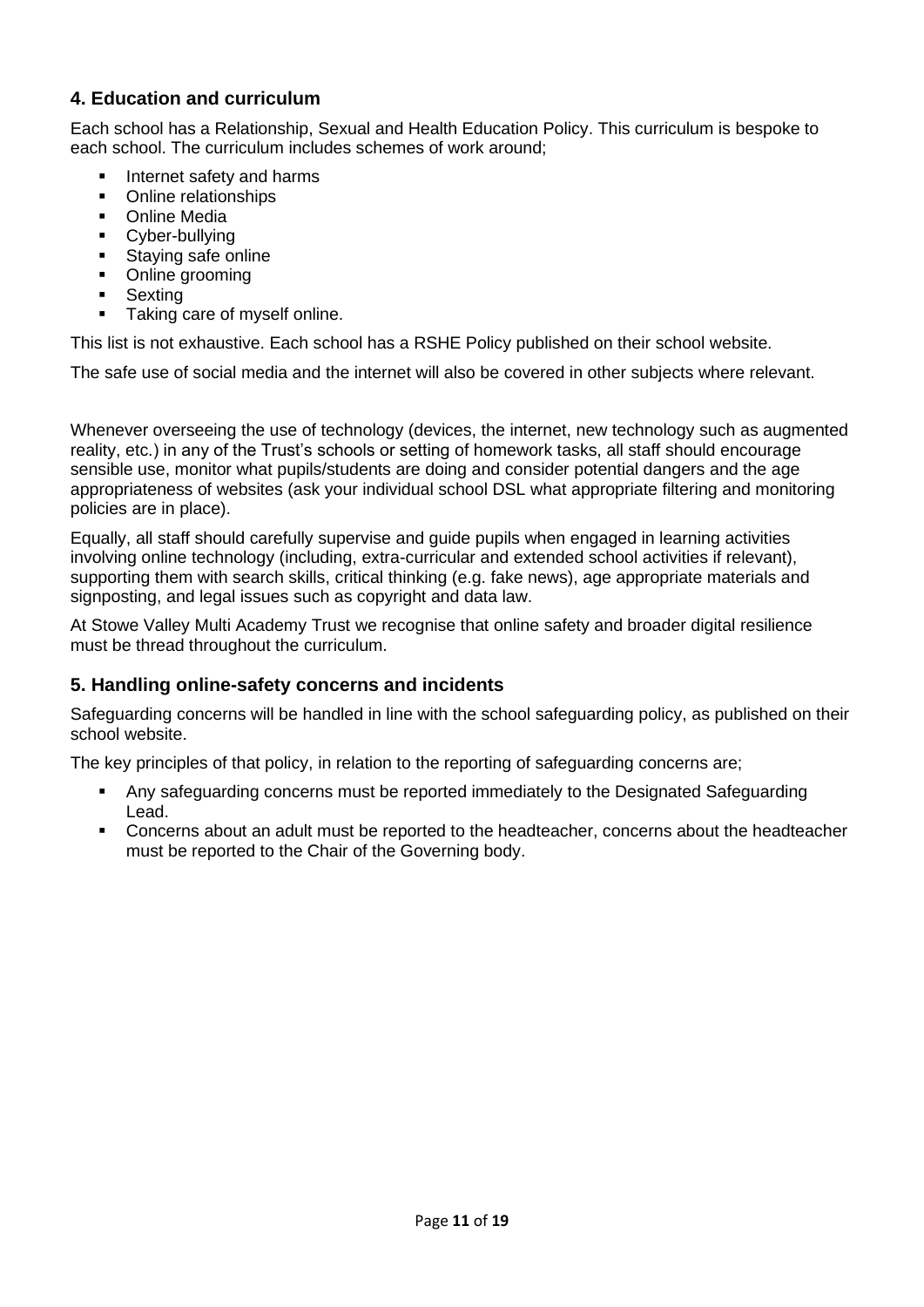## 4. Education and curriculum

Each school has a Relationship, Sexual and Health Education Policy. This curriculum is bespoke to each school. The curriculum includes schemes of work around;

- Internet safety and harms
- Online relationships
- Online Media
- Cyber-bullying
- Staying safe online
- Online grooming
- Sexting
- Taking care of myself online.

This list is not exhaustive. Each school has a RSHE Policy published on their school website.

The safe use of social media and the internet will also be covered in other subjects where relevant.

Whenever overseeing the use of technology (devices, the internet, new technology such as augmented reality, etc.) in any of the Trust's schools or setting of homework tasks, all staff should encourage sensible use, monitor what pupils/students are doing and consider potential dangers and the age appropriateness of websites (ask your individual school DSL what appropriate filtering and monitoring policies are in place).

Equally, all staff should carefully supervise and guide pupils when engaged in learning activities involving online technology (including, extra-curricular and extended school activities if relevant), supporting them with search skills, critical thinking (e.g. fake news), age appropriate materials and signposting, and legal issues such as copyright and data law.

At Stowe Valley Multi Academy Trust we recognise that online safety and broader digital resilience must be thread throughout the curriculum.

## 5. Handling online-safety concerns and incidents

Safeguarding concerns will be handled in line with the school safeguarding policy, as published on their school website.

The key principles of that policy, in relation to the reporting of safeguarding concerns are;

- Any safeguarding concerns must be reported immediately to the Designated Safeguarding Lead.
- Concerns about an adult must be reported to the headteacher, concerns about the headteacher must be reported to the Chair of the Governing body.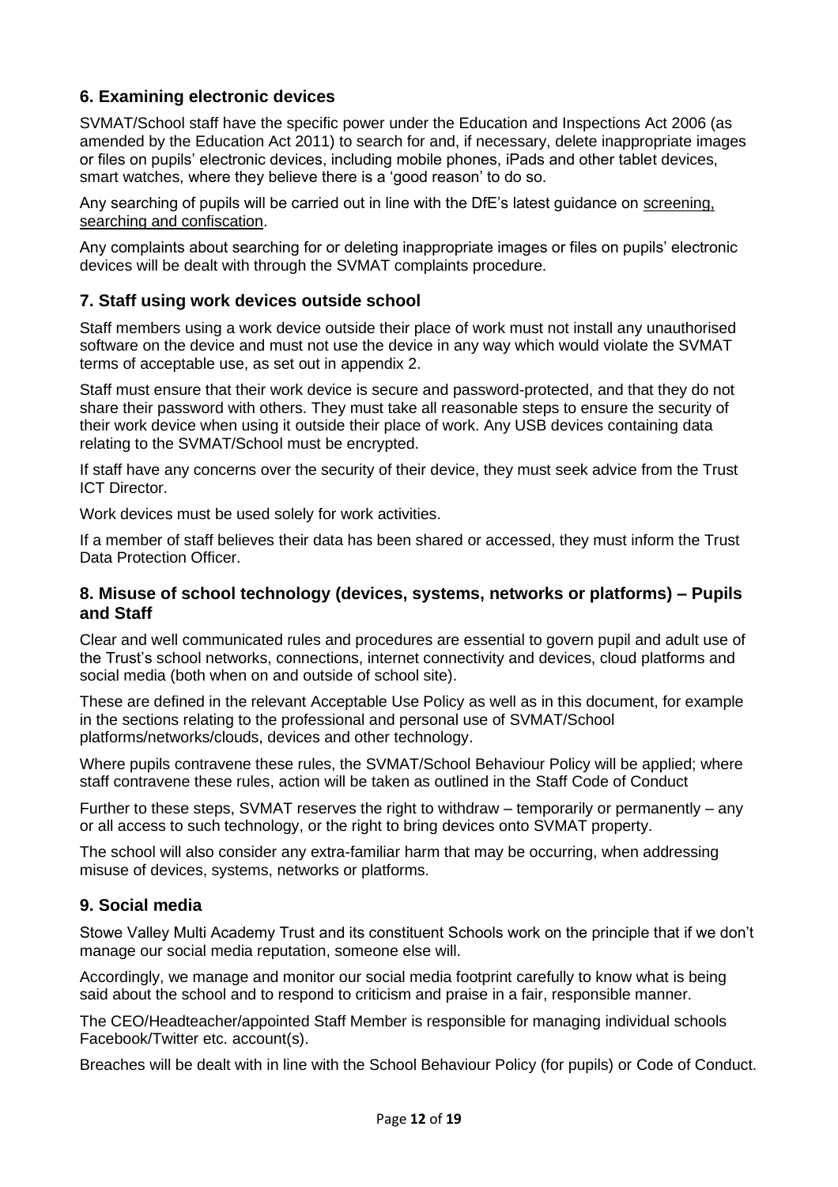## 6. Examining electronic devices

SVMAT/School staff have the specific power under the Education and Inspections Act 2006 (as amended by the Education Act 2011) to search for and, if necessary, delete inappropriate images or files on pupils' electronic devices, including mobile phones, iPads and other tablet devices, smart watches, where they believe there is a 'good reason' to do so.

Any searching of pupils will be carried out in line with the DfE's latest guidance on screening, searching and confiscation.

Any complaints about searching for or deleting inappropriate images or files on pupils' electronic devices will be dealt with through the SVMAT complaints procedure.

## 7. Staff using work devices outside school

Staff members using a work device outside their place of work must not install any unauthorised software on the device and must not use the device in any way which would violate the SVMAT terms of acceptable use, as set out in appendix 2.

Staff must ensure that their work device is secure and password-protected, and that they do not share their password with others. They must take all reasonable steps to ensure the security of their work device when using it outside their place of work. Any USB devices containing data relating to the SVMAT/School must be encrypted.

If staff have any concerns over the security of their device, they must seek advice from the Trust ICT Director.

Work devices must be used solely for work activities.

If a member of staff believes their data has been shared or accessed, they must inform the Trust Data Protection Officer.

## 8. Misuse of school technology (devices, systems, networks or platforms) – Pupils and Staff

Clear and well communicated rules and procedures are essential to govern pupil and adult use of the Trust's school networks, connections, internet connectivity and devices, cloud platforms and social media (both when on and outside of school site).

These are defined in the relevant Acceptable Use Policy as well as in this document, for example in the sections relating to the professional and personal use of SVMAT/School platforms/networks/clouds, devices and other technology.

Where pupils contravene these rules, the SVMAT/School Behaviour Policy will be applied; where staff contravene these rules, action will be taken as outlined in the Staff Code of Conduct

Further to these steps, SVMAT reserves the right to withdraw – temporarily or permanently – any or all access to such technology, or the right to bring devices onto SVMAT property.

The school will also consider any extra-familiar harm that may be occurring, when addressing misuse of devices, systems, networks or platforms.

## 9. Social media

Stowe Valley Multi Academy Trust and its constituent Schools work on the principle that if we don't manage our social media reputation, someone else will.

Accordingly, we manage and monitor our social media footprint carefully to know what is being said about the school and to respond to criticism and praise in a fair, responsible manner.

The CEO/Headteacher/appointed Staff Member is responsible for managing individual schools Facebook/Twitter etc. account(s).

Breaches will be dealt with in line with the School Behaviour Policy (for pupils) or Code of Conduct.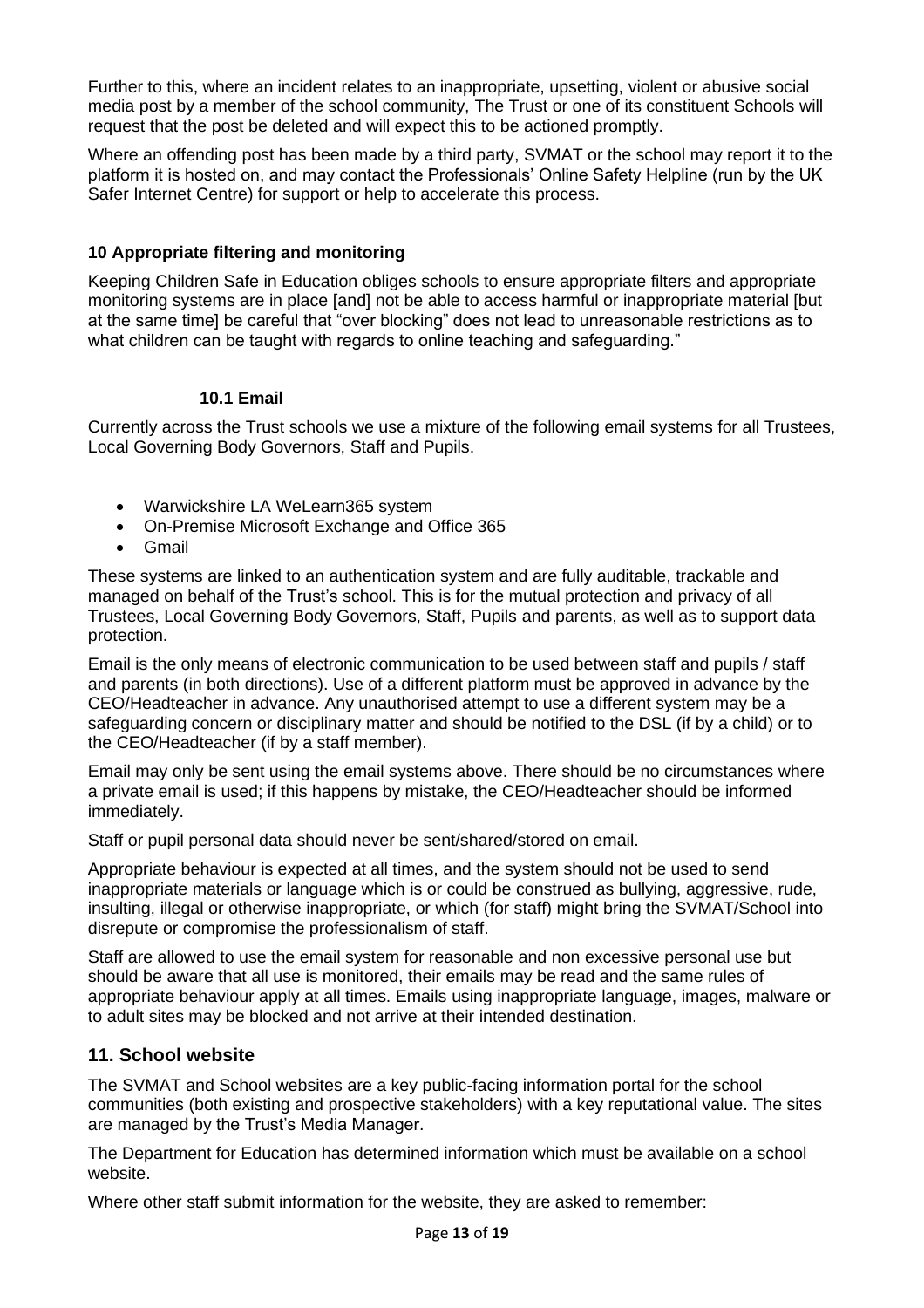Further to this, where an incident relates to an inappropriate, upsetting, violent or abusive social media post by a member of the school community, The Trust or one of its constituent Schools will request that the post be deleted and will expect this to be actioned promptly.

Where an offending post has been made by a third party, SVMAT or the school may report it to the platform it is hosted on, and may contact the Professionals' Online Safety Helpline (run by the UK Safer Internet Centre) for support or help to accelerate this process.

**10 Appropriate filtering and monitoring**

Keeping Children Safe in Education obliges schools to ensure appropriate filters and appropriate monitoring systems are in place [and] not be able to access harmful or inappropriate material [but at the same time] be careful that "over blocking" does not lead to unreasonable restrictions as to what children can be taught with regards to online teaching and safeguarding."

**10.1 Email**

Currently across the Trust schools we use a mixture of the following email systems for all Trustees, Local Governing Body Governors, Staff and Pupils.

- Warwickshire LA WeLearn365 system
- On-Premise Microsoft Exchange and Office 365
- Gmail

These systems are linked to an authentication system and are fully auditable, trackable and managed on behalf of the Trust's school. This is for the mutual protection and privacy of all Trustees, Local Governing Body Governors, Staff, Pupils and parents, as well as to support data protection.

Email is the only means of electronic communication to be used between staff and pupils / staff and parents (in both directions). Use of a different platform must be approved in advance by the CEO/Headteacher in advance. Any unauthorised attempt to use a different system may be a safeguarding concern or disciplinary matter and should be notified to the DSL (if by a child) or to the CEO/Headteacher (if by a staff member).

Email may only be sent using the email systems above. There should be no circumstances where a private email is used; if this happens by mistake, the CEO/Headteacher should be informed immediately.

Staff or pupil personal data should never be sent/shared/stored on email.

Appropriate behaviour is expected at all times, and the system should not be used to send inappropriate materials or language which is or could be construed as bullying, aggressive, rude, insulting, illegal or otherwise inappropriate, or which (for staff) might bring the SVMAT/School into disrepute or compromise the professionalism of staff.

Staff are allowed to use the email system for reasonable and non excessive personal use but should be aware that all use is monitored, their emails may be read and the same rules of appropriate behaviour apply at all times. Emails using inappropriate language, images, malware or to adult sites may be blocked and not arrive at their intended destination.

## 11. School website

The SVMAT and School websites are a key public-facing information portal for the school communities (both existing and prospective stakeholders) with a key reputational value. The sites are managed by the Trust's Media Manager.

The Department for Education has determined information which must be available on a school website.

Where other staff submit information for the website, they are asked to remember: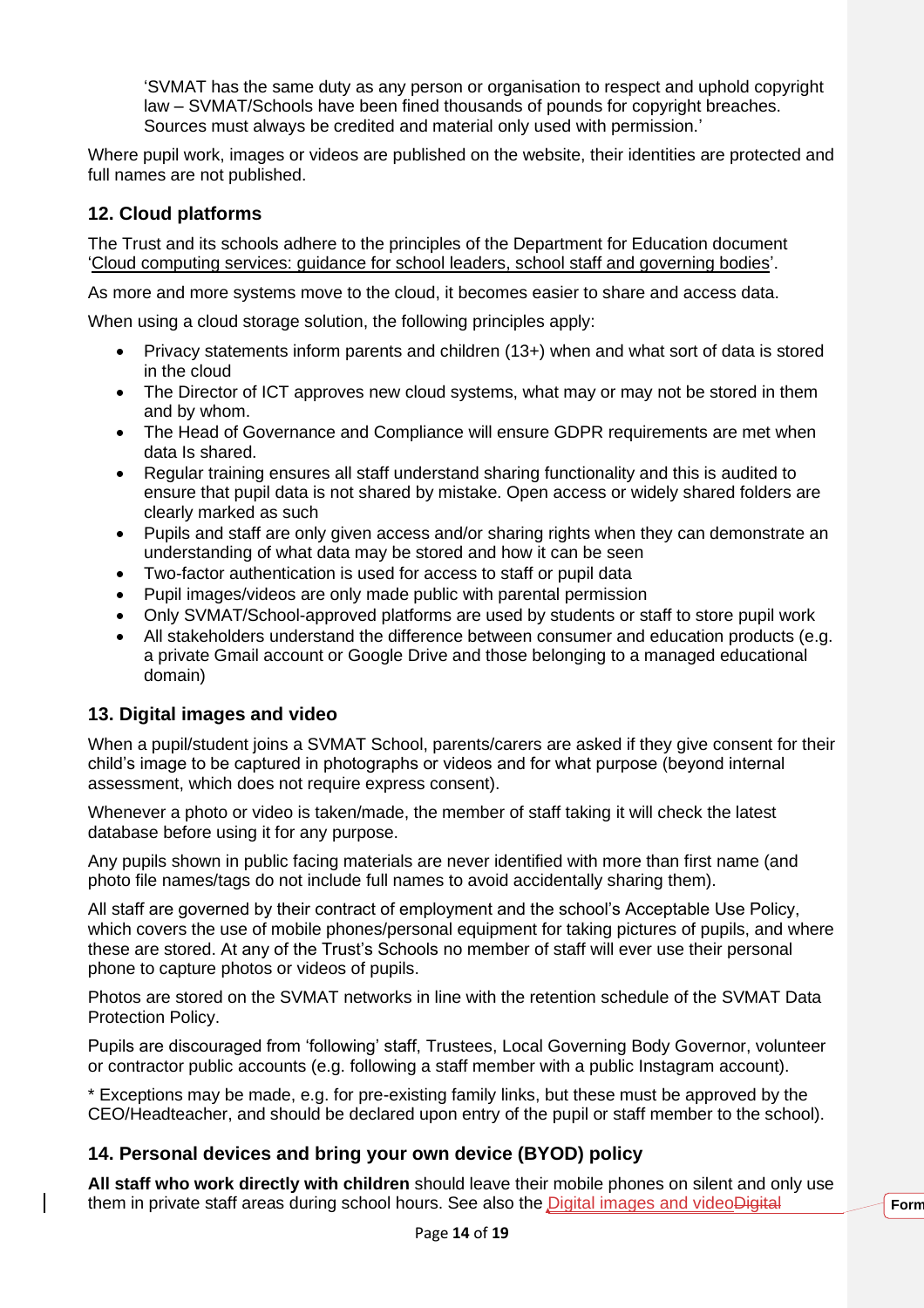'SVMAT has the same duty as any person or organisation to respect and uphold copyright law – SVMAT/Schools have been fined thousands of pounds for copyright breaches. Sources must always be credited and material only used with permission.'

Where pupil work, images or videos are published on the website, their identities are protected and full names are not published.

## 12. Cloud platforms

The Trust and its schools adhere to the principles of the Department for Education document 'Cloud computing services: guidance for school leaders, school staff and governing bodies'.

As more and more systems move to the cloud, it becomes easier to share and access data.

When using a cloud storage solution, the following principles apply:

- Privacy statements inform parents and children (13+) when and what sort of data is stored in the cloud
- The Director of ICT approves new cloud systems, what may or may not be stored in them and by whom.
- The Head of Governance and Compliance will ensure GDPR requirements are met when data Is shared.
- Regular training ensures all staff understand sharing functionality and this is audited to ensure that pupil data is not shared by mistake. Open access or widely shared folders are clearly marked as such
- Pupils and staff are only given access and/or sharing rights when they can demonstrate an understanding of what data may be stored and how it can be seen
- Two-factor authentication is used for access to staff or pupil data
- Pupil images/videos are only made public with parental permission
- Only SVMAT/School-approved platforms are used by students or staff to store pupil work
- All stakeholders understand the difference between consumer and education products (e.g. a private Gmail account or Google Drive and those belonging to a managed educational domain)

## 13. Digital images and video

When a pupil/student joins a SVMAT School, parents/carers are asked if they give consent for their child's image to be captured in photographs or videos and for what purpose (beyond internal assessment, which does not require express consent).

Whenever a photo or video is taken/made, the member of staff taking it will check the latest database before using it for any purpose.

Any pupils shown in public facing materials are never identified with more than first name (and photo file names/tags do not include full names to avoid accidentally sharing them).

All staff are governed by their contract of employment and the school's Acceptable Use Policy, which covers the use of mobile phones/personal equipment for taking pictures of pupils, and where these are stored. At any of the Trust's Schools no member of staff will ever use their personal phone to capture photos or videos of pupils.

Photos are stored on the SVMAT networks in line with the retention schedule of the SVMAT Data Protection Policy.

Pupils are discouraged from 'following' staff, Trustees, Local Governing Body Governor, volunteer or contractor public accounts (e.g. following a staff member with a public Instagram account).

* Exceptions may be made, e.g. for pre-existing family links, but these must be approved by the CEO/Headteacher, and should be declared upon entry of the pupil or staff member to the school).

## 14. Personal devices and bring your own device (BYOD) policy

**All staff who work directly with children** should leave their mobile phones on silent and only use them in private staff areas during school hours. See also the Digital images and video~~Digital~~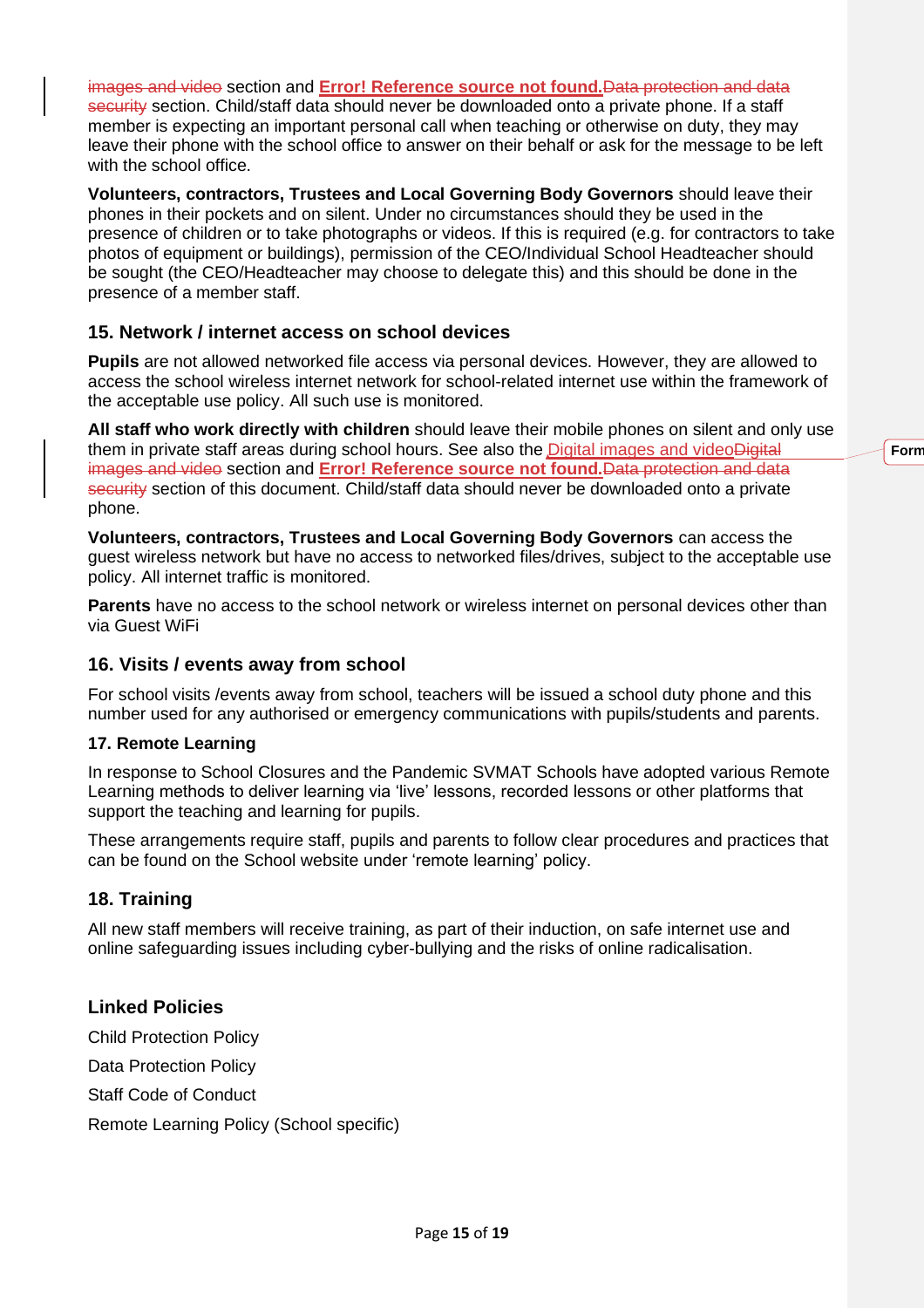images and video section and **Error! Reference source not found.**Data protection and data security section. Child/staff data should never be downloaded onto a private phone. If a staff member is expecting an important personal call when teaching or otherwise on duty, they may leave their phone with the school office to answer on their behalf or ask for the message to be left with the school office.

**Volunteers, contractors, Trustees and Local Governing Body Governors** should leave their phones in their pockets and on silent. Under no circumstances should they be used in the presence of children or to take photographs or videos. If this is required (e.g. for contractors to take photos of equipment or buildings), permission of the CEO/Individual School Headteacher should be sought (the CEO/Headteacher may choose to delegate this) and this should be done in the presence of a member staff.

## 15. Network / internet access on school devices

**Pupils** are not allowed networked file access via personal devices. However, they are allowed to access the school wireless internet network for school-related internet use within the framework of the acceptable use policy. All such use is monitored.

**All staff who work directly with children** should leave their mobile phones on silent and only use them in private staff areas during school hours. See also the Digital images and videoDigital images and video section and **Error! Reference source not found.**Data protection and data security section of this document. Child/staff data should never be downloaded onto a private phone.

**Volunteers, contractors, Trustees and Local Governing Body Governors** can access the guest wireless network but have no access to networked files/drives, subject to the acceptable use policy. All internet traffic is monitored.

**Parents** have no access to the school network or wireless internet on personal devices other than via Guest WiFi

## 16. Visits / events away from school

For school visits /events away from school, teachers will be issued a school duty phone and this number used for any authorised or emergency communications with pupils/students and parents.

### 17. Remote Learning

In response to School Closures and the Pandemic SVMAT Schools have adopted various Remote Learning methods to deliver learning via 'live' lessons, recorded lessons or other platforms that support the teaching and learning for pupils.

These arrangements require staff, pupils and parents to follow clear procedures and practices that can be found on the School website under 'remote learning' policy.

## 18. Training

All new staff members will receive training, as part of their induction, on safe internet use and online safeguarding issues including cyber-bullying and the risks of online radicalisation.

## Linked Policies

Child Protection Policy

Data Protection Policy

Staff Code of Conduct

Remote Learning Policy (School specific)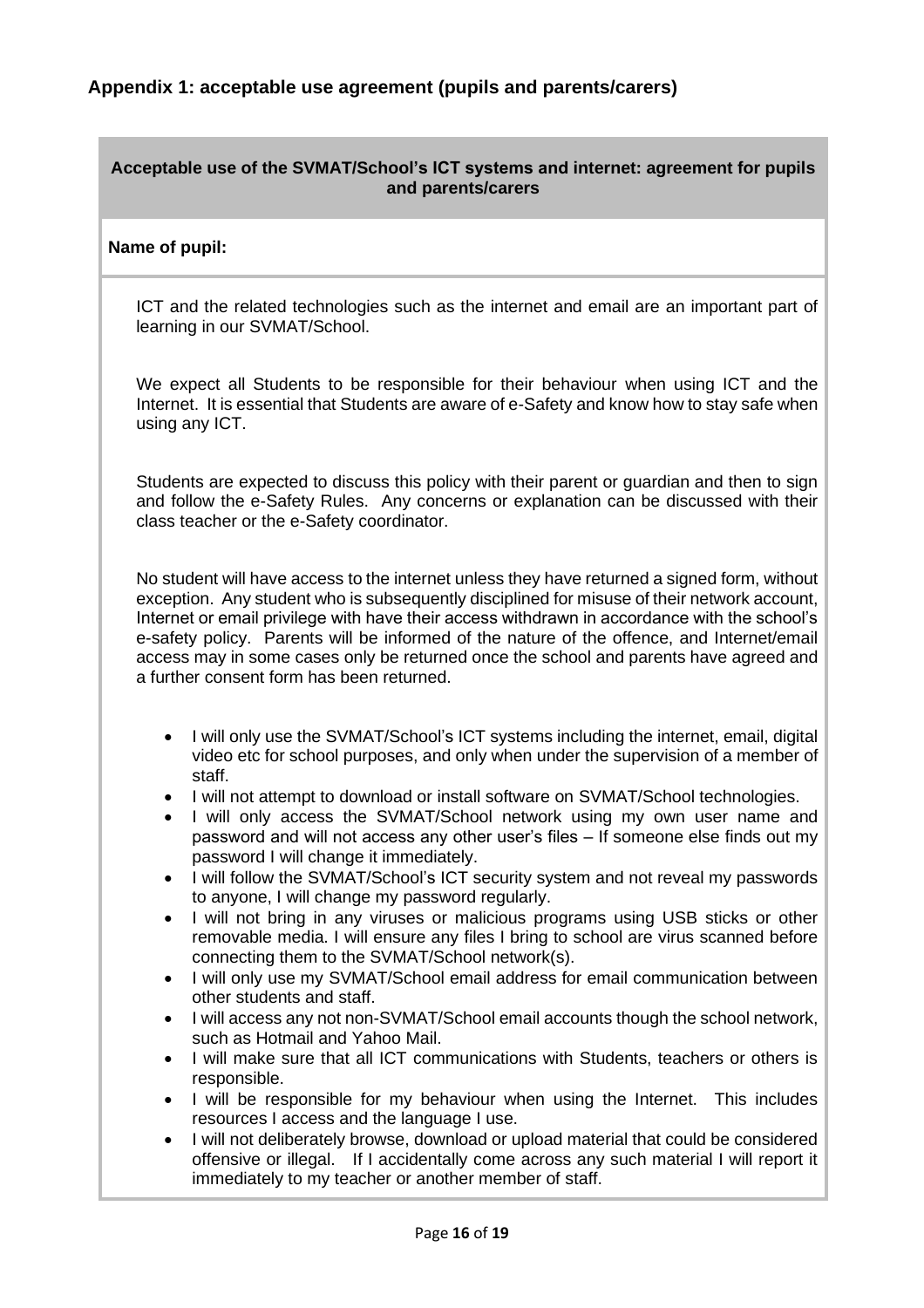## Appendix 1: acceptable use agreement (pupils and parents/carers)

**Acceptable use of the SVMAT/School's ICT systems and internet: agreement for pupils and parents/carers**

**Name of pupil:**

ICT and the related technologies such as the internet and email are an important part of learning in our SVMAT/School.

We expect all Students to be responsible for their behaviour when using ICT and the Internet. It is essential that Students are aware of e-Safety and know how to stay safe when using any ICT.

Students are expected to discuss this policy with their parent or guardian and then to sign and follow the e-Safety Rules. Any concerns or explanation can be discussed with their class teacher or the e-Safety coordinator.

No student will have access to the internet unless they have returned a signed form, without exception. Any student who is subsequently disciplined for misuse of their network account, Internet or email privilege with have their access withdrawn in accordance with the school's e-safety policy. Parents will be informed of the nature of the offence, and Internet/email access may in some cases only be returned once the school and parents have agreed and a further consent form has been returned.

- I will only use the SVMAT/School's ICT systems including the internet, email, digital video etc for school purposes, and only when under the supervision of a member of staff.
- I will not attempt to download or install software on SVMAT/School technologies.
- I will only access the SVMAT/School network using my own user name and password and will not access any other user's files – If someone else finds out my password I will change it immediately.
- I will follow the SVMAT/School's ICT security system and not reveal my passwords to anyone, I will change my password regularly.
- I will not bring in any viruses or malicious programs using USB sticks or other removable media. I will ensure any files I bring to school are virus scanned before connecting them to the SVMAT/School network(s).
- I will only use my SVMAT/School email address for email communication between other students and staff.
- I will access any not non-SVMAT/School email accounts though the school network, such as Hotmail and Yahoo Mail.
- I will make sure that all ICT communications with Students, teachers or others is responsible.
- I will be responsible for my behaviour when using the Internet. This includes resources I access and the language I use.
- I will not deliberately browse, download or upload material that could be considered offensive or illegal. If I accidentally come across any such material I will report it immediately to my teacher or another member of staff.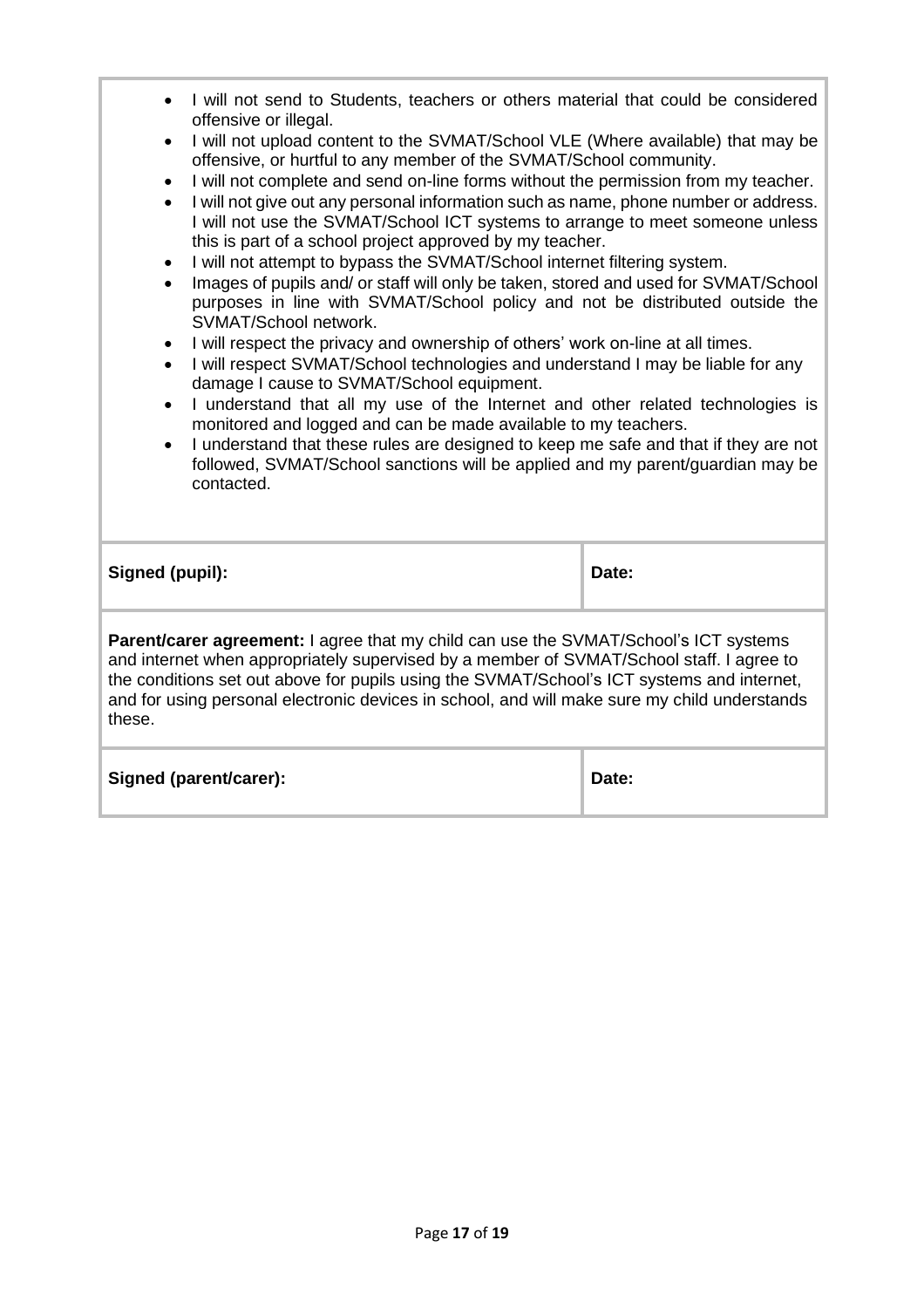- I will not send to Students, teachers or others material that could be considered offensive or illegal.
- I will not upload content to the SVMAT/School VLE (Where available) that may be offensive, or hurtful to any member of the SVMAT/School community.
- I will not complete and send on-line forms without the permission from my teacher.
- I will not give out any personal information such as name, phone number or address. I will not use the SVMAT/School ICT systems to arrange to meet someone unless this is part of a school project approved by my teacher.
- I will not attempt to bypass the SVMAT/School internet filtering system.
- Images of pupils and/ or staff will only be taken, stored and used for SVMAT/School purposes in line with SVMAT/School policy and not be distributed outside the SVMAT/School network.
- I will respect the privacy and ownership of others' work on-line at all times.
- I will respect SVMAT/School technologies and understand I may be liable for any damage I cause to SVMAT/School equipment.
- I understand that all my use of the Internet and other related technologies is monitored and logged and can be made available to my teachers.
- I understand that these rules are designed to keep me safe and that if they are not followed, SVMAT/School sanctions will be applied and my parent/guardian may be contacted.

| **Signed (pupil):** | **Date:** |
|---|---|

**Parent/carer agreement:** I agree that my child can use the SVMAT/School's ICT systems and internet when appropriately supervised by a member of SVMAT/School staff. I agree to the conditions set out above for pupils using the SVMAT/School's ICT systems and internet, and for using personal electronic devices in school, and will make sure my child understands these.

| **Signed (parent/carer):** | **Date:** |
|---|---|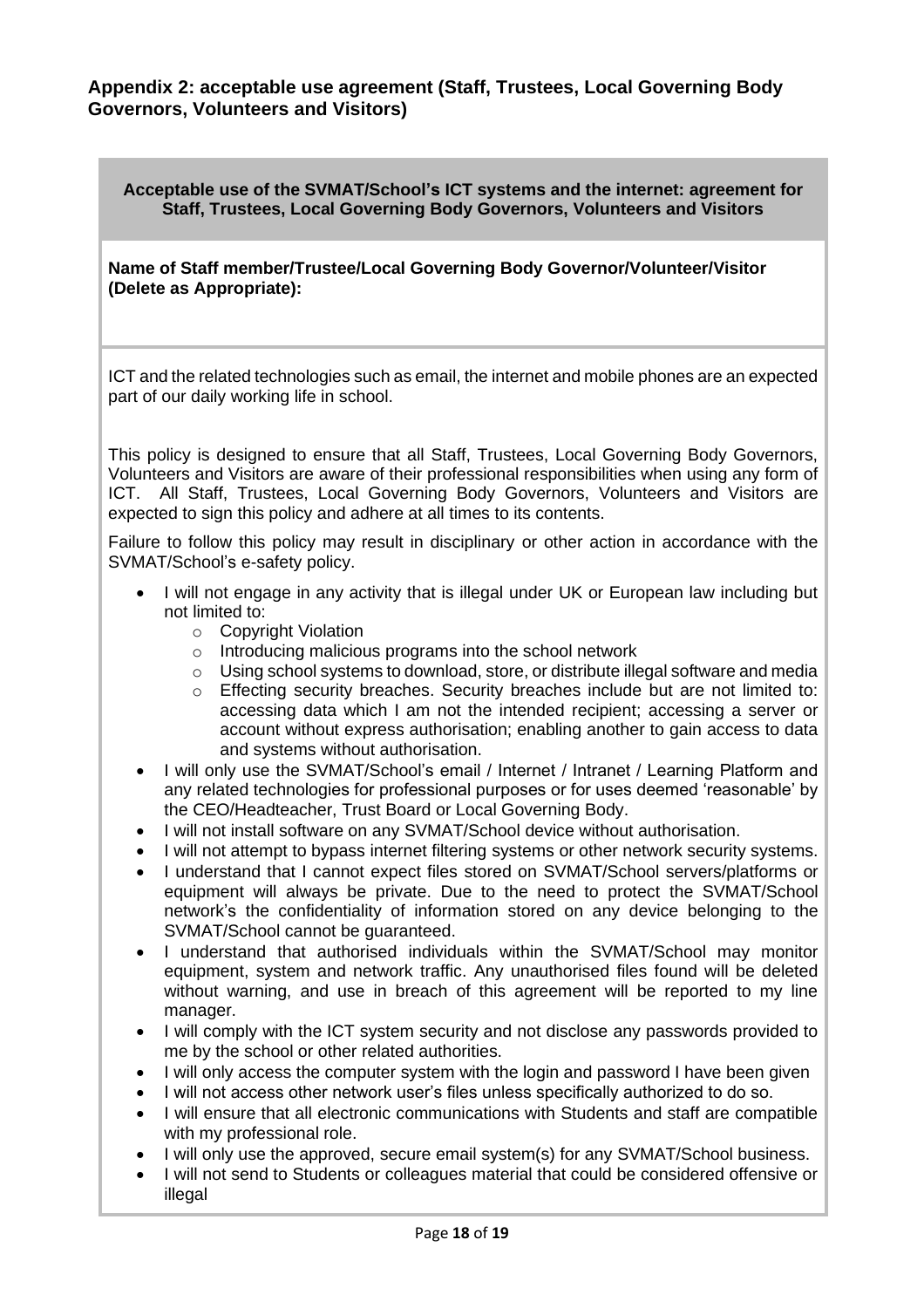## Appendix 2: acceptable use agreement (Staff, Trustees, Local Governing Body Governors, Volunteers and Visitors)

**Acceptable use of the SVMAT/School's ICT systems and the internet: agreement for Staff, Trustees, Local Governing Body Governors, Volunteers and Visitors**

**Name of Staff member/Trustee/Local Governing Body Governor/Volunteer/Visitor (Delete as Appropriate):**

ICT and the related technologies such as email, the internet and mobile phones are an expected part of our daily working life in school.

This policy is designed to ensure that all Staff, Trustees, Local Governing Body Governors, Volunteers and Visitors are aware of their professional responsibilities when using any form of ICT. All Staff, Trustees, Local Governing Body Governors, Volunteers and Visitors are expected to sign this policy and adhere at all times to its contents.

Failure to follow this policy may result in disciplinary or other action in accordance with the SVMAT/School's e-safety policy.

- I will not engage in any activity that is illegal under UK or European law including but not limited to:
  - Copyright Violation
  - Introducing malicious programs into the school network
  - Using school systems to download, store, or distribute illegal software and media
  - Effecting security breaches. Security breaches include but are not limited to: accessing data which I am not the intended recipient; accessing a server or account without express authorisation; enabling another to gain access to data and systems without authorisation.
- I will only use the SVMAT/School's email / Internet / Intranet / Learning Platform and any related technologies for professional purposes or for uses deemed 'reasonable' by the CEO/Headteacher, Trust Board or Local Governing Body.
- I will not install software on any SVMAT/School device without authorisation.
- I will not attempt to bypass internet filtering systems or other network security systems.
- I understand that I cannot expect files stored on SVMAT/School servers/platforms or equipment will always be private. Due to the need to protect the SVMAT/School network's the confidentiality of information stored on any device belonging to the SVMAT/School cannot be guaranteed.
- I understand that authorised individuals within the SVMAT/School may monitor equipment, system and network traffic. Any unauthorised files found will be deleted without warning, and use in breach of this agreement will be reported to my line manager.
- I will comply with the ICT system security and not disclose any passwords provided to me by the school or other related authorities.
- I will only access the computer system with the login and password I have been given
- I will not access other network user's files unless specifically authorized to do so.
- I will ensure that all electronic communications with Students and staff are compatible with my professional role.
- I will only use the approved, secure email system(s) for any SVMAT/School business.
- I will not send to Students or colleagues material that could be considered offensive or illegal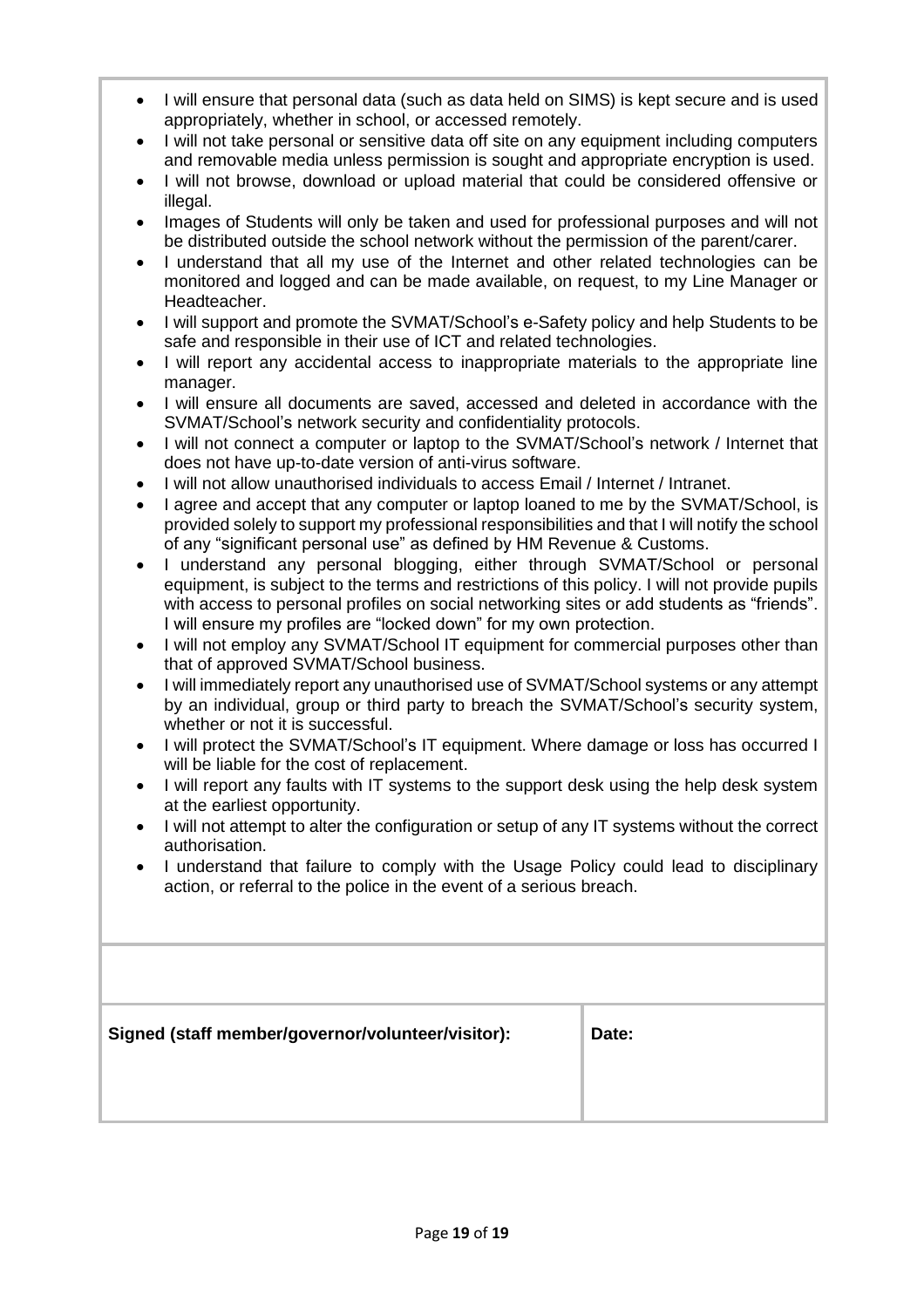- I will ensure that personal data (such as data held on SIMS) is kept secure and is used appropriately, whether in school, or accessed remotely.
- I will not take personal or sensitive data off site on any equipment including computers and removable media unless permission is sought and appropriate encryption is used.
- I will not browse, download or upload material that could be considered offensive or illegal.
- Images of Students will only be taken and used for professional purposes and will not be distributed outside the school network without the permission of the parent/carer.
- I understand that all my use of the Internet and other related technologies can be monitored and logged and can be made available, on request, to my Line Manager or Headteacher.
- I will support and promote the SVMAT/School's e-Safety policy and help Students to be safe and responsible in their use of ICT and related technologies.
- I will report any accidental access to inappropriate materials to the appropriate line manager.
- I will ensure all documents are saved, accessed and deleted in accordance with the SVMAT/School's network security and confidentiality protocols.
- I will not connect a computer or laptop to the SVMAT/School's network / Internet that does not have up-to-date version of anti-virus software.
- I will not allow unauthorised individuals to access Email / Internet / Intranet.
- I agree and accept that any computer or laptop loaned to me by the SVMAT/School, is provided solely to support my professional responsibilities and that I will notify the school of any "significant personal use" as defined by HM Revenue & Customs.
- I understand any personal blogging, either through SVMAT/School or personal equipment, is subject to the terms and restrictions of this policy. I will not provide pupils with access to personal profiles on social networking sites or add students as "friends". I will ensure my profiles are "locked down" for my own protection.
- I will not employ any SVMAT/School IT equipment for commercial purposes other than that of approved SVMAT/School business.
- I will immediately report any unauthorised use of SVMAT/School systems or any attempt by an individual, group or third party to breach the SVMAT/School's security system, whether or not it is successful.
- I will protect the SVMAT/School's IT equipment. Where damage or loss has occurred I will be liable for the cost of replacement.
- I will report any faults with IT systems to the support desk using the help desk system at the earliest opportunity.
- I will not attempt to alter the configuration or setup of any IT systems without the correct authorisation.
- I understand that failure to comply with the Usage Policy could lead to disciplinary action, or referral to the police in the event of a serious breach.

| | |
|---|---|
| **Signed (staff member/governor/volunteer/visitor):** | **Date:** |